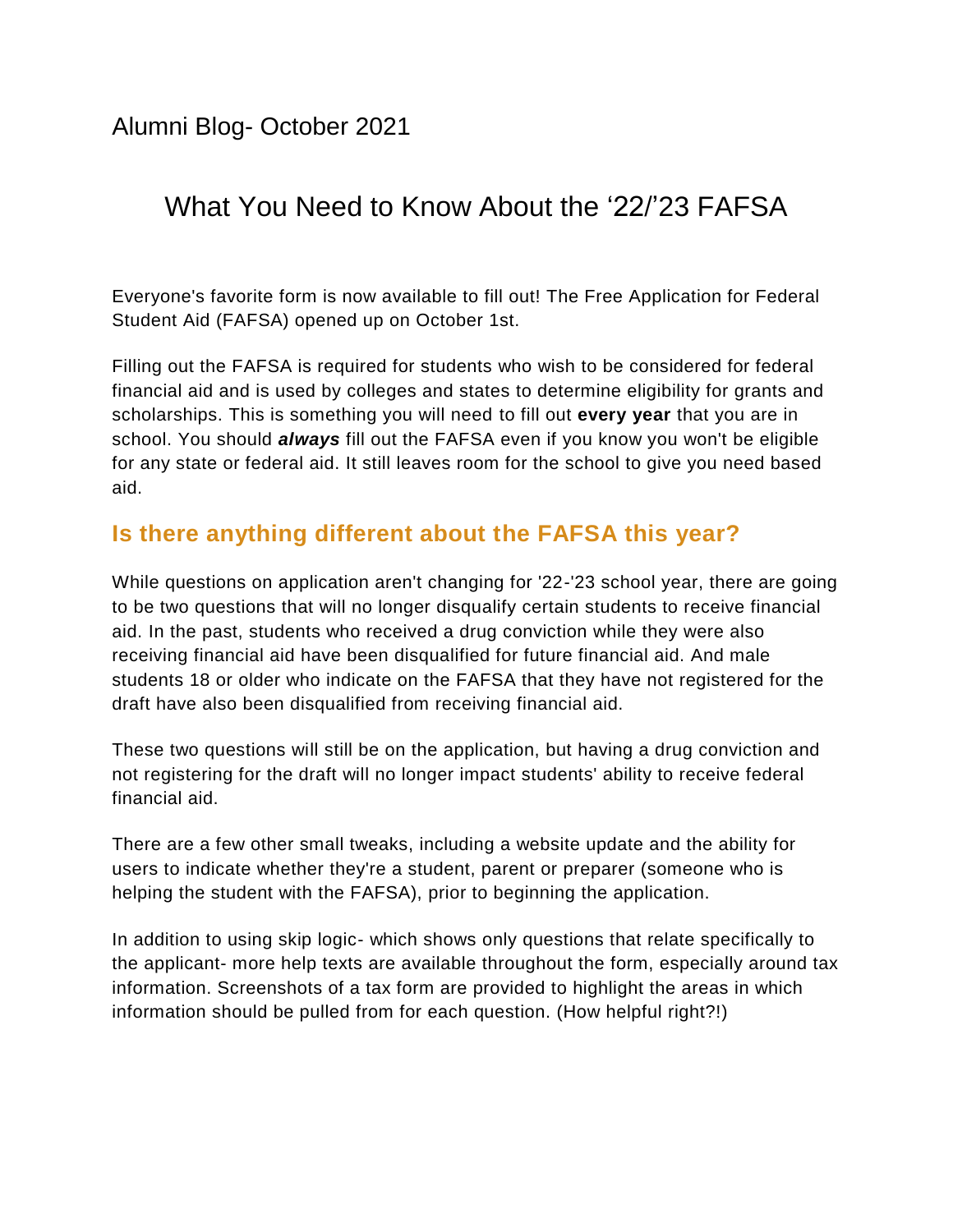Alumni Blog- October 2021

# What You Need to Know About the ‘22/’23 FAFSA

Everyone's favorite form is now available to fill out! The Free Application for Federal Student Aid (FAFSA) opened up on October 1st.

Filling out the FAFSA is required for students who wish to be considered for federal financial aid and is used by colleges and states to determine eligibility for grants and scholarships. This is something you will need to fill out **every year** that you are in school. You should ***always*** fill out the FAFSA even if you know you won't be eligible for any state or federal aid. It still leaves room for the school to give you need based aid.

## Is there anything different about the FAFSA this year?

While questions on application aren't changing for '22-'23 school year, there are going to be two questions that will no longer disqualify certain students to receive financial aid. In the past, students who received a drug conviction while they were also receiving financial aid have been disqualified for future financial aid. And male students 18 or older who indicate on the FAFSA that they have not registered for the draft have also been disqualified from receiving financial aid.

These two questions will still be on the application, but having a drug conviction and not registering for the draft will no longer impact students' ability to receive federal financial aid.

There are a few other small tweaks, including a website update and the ability for users to indicate whether they're a student, parent or preparer (someone who is helping the student with the FAFSA), prior to beginning the application.

In addition to using skip logic- which shows only questions that relate specifically to the applicant- more help texts are available throughout the form, especially around tax information. Screenshots of a tax form are provided to highlight the areas in which information should be pulled from for each question. (How helpful right?!)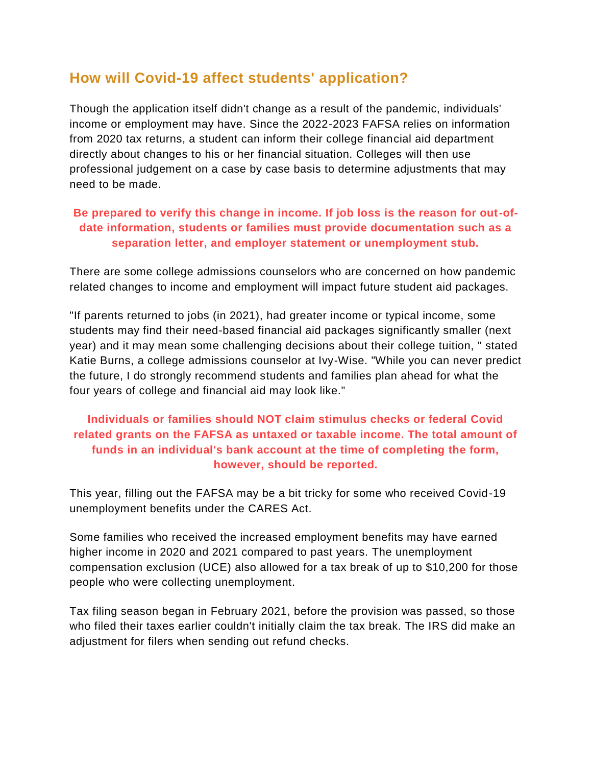## How will Covid-19 affect students' application?

Though the application itself didn't change as a result of the pandemic, individuals' income or employment may have. Since the 2022-2023 FAFSA relies on information from 2020 tax returns, a student can inform their college financial aid department directly about changes to his or her financial situation. Colleges will then use professional judgement on a case by case basis to determine adjustments that may need to be made.

**Be prepared to verify this change in income. If job loss is the reason for out-of-date information, students or families must provide documentation such as a separation letter, and employer statement or unemployment stub.**

There are some college admissions counselors who are concerned on how pandemic related changes to income and employment will impact future student aid packages.

"If parents returned to jobs (in 2021), had greater income or typical income, some students may find their need-based financial aid packages significantly smaller (next year) and it may mean some challenging decisions about their college tuition, " stated Katie Burns, a college admissions counselor at Ivy-Wise. "While you can never predict the future, I do strongly recommend students and families plan ahead for what the four years of college and financial aid may look like."

**Individuals or families should NOT claim stimulus checks or federal Covid related grants on the FAFSA as untaxed or taxable income. The total amount of funds in an individual's bank account at the time of completing the form, however, should be reported.**

This year, filling out the FAFSA may be a bit tricky for some who received Covid-19 unemployment benefits under the CARES Act.

Some families who received the increased employment benefits may have earned higher income in 2020 and 2021 compared to past years. The unemployment compensation exclusion (UCE) also allowed for a tax break of up to $10,200 for those people who were collecting unemployment.

Tax filing season began in February 2021, before the provision was passed, so those who filed their taxes earlier couldn't initially claim the tax break. The IRS did make an adjustment for filers when sending out refund checks.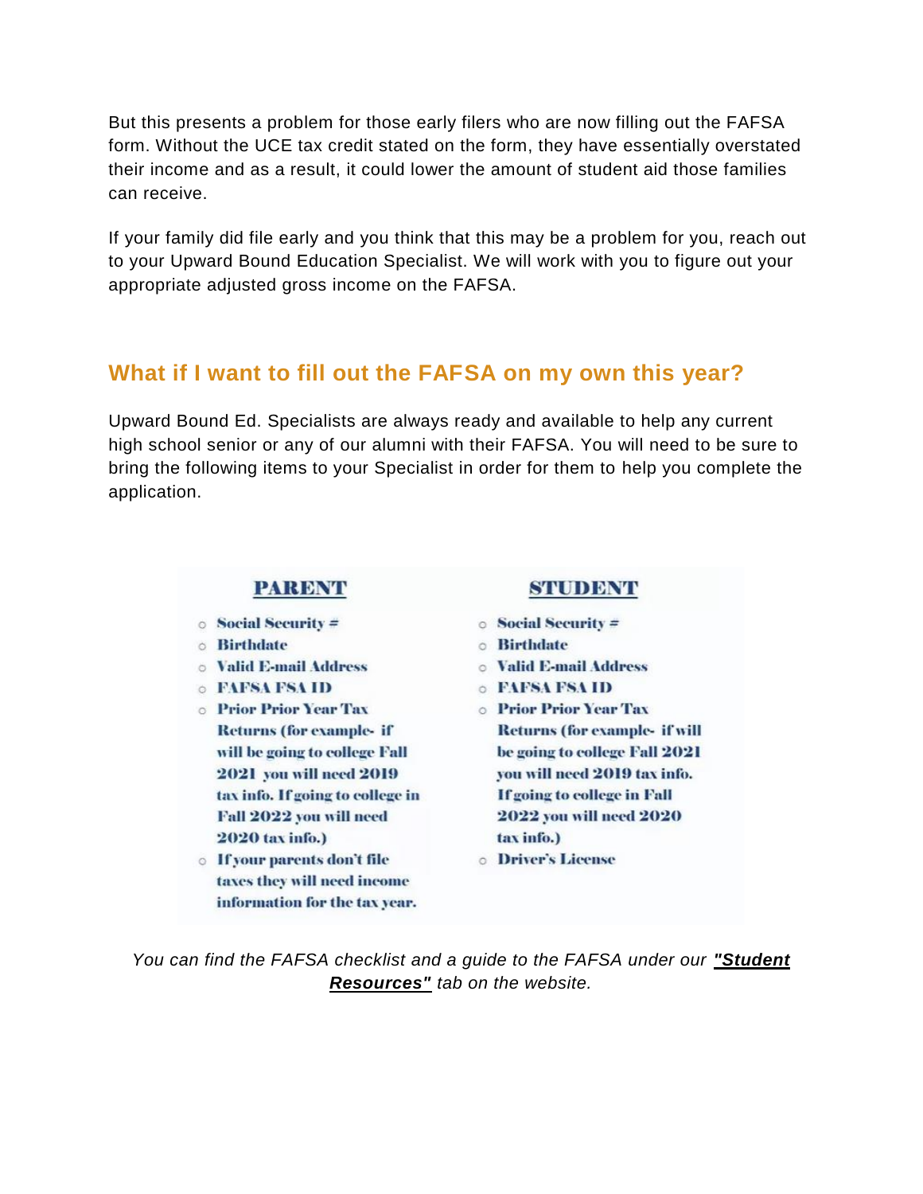But this presents a problem for those early filers who are now filling out the FAFSA form. Without the UCE tax credit stated on the form, they have essentially overstated their income and as a result, it could lower the amount of student aid those families can receive.

If your family did file early and you think that this may be a problem for you, reach out to your Upward Bound Education Specialist. We will work with you to figure out your appropriate adjusted gross income on the FAFSA.

## What if I want to fill out the FAFSA on my own this year?

Upward Bound Ed. Specialists are always ready and available to help any current high school senior or any of our alumni with their FAFSA. You will need to be sure to bring the following items to your Specialist in order for them to help you complete the application.

**PARENT**

- Social Security #
- Birthdate
- Valid E-mail Address
- FAFSA FSA ID
- Prior Prior Year Tax Returns (for example- if will be going to college Fall 2021 you will need 2019 tax info. If going to college in Fall 2022 you will need 2020 tax info.)
- If your parents don't file taxes they will need income information for the tax year.

**STUDENT**

- Social Security #
- Birthdate
- Valid E-mail Address
- FAFSA FSA ID
- Prior Prior Year Tax Returns (for example- if will be going to college Fall 2021 you will need 2019 tax info. If going to college in Fall 2022 you will need 2020 tax info.)
- Driver's License

*You can find the FAFSA checklist and a guide to the FAFSA under our **"Student Resources"** tab on the website.*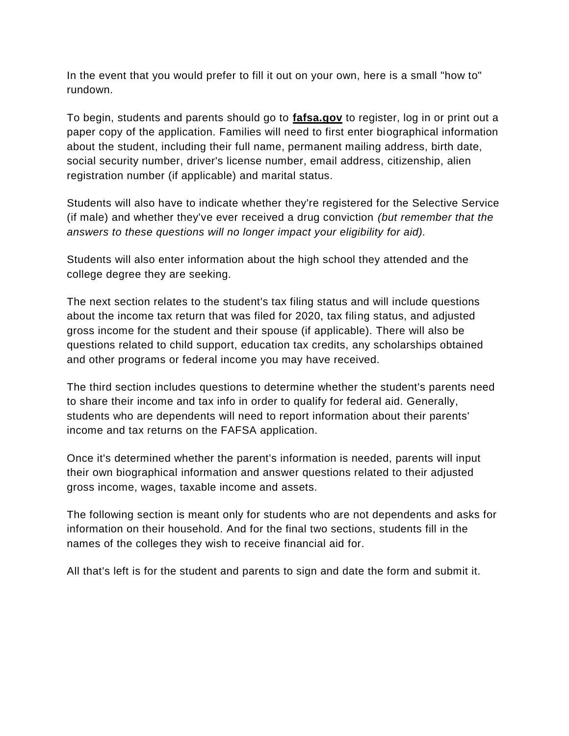In the event that you would prefer to fill it out on your own, here is a small "how to" rundown.

To begin, students and parents should go to **fafsa.gov** to register, log in or print out a paper copy of the application. Families will need to first enter biographical information about the student, including their full name, permanent mailing address, birth date, social security number, driver's license number, email address, citizenship, alien registration number (if applicable) and marital status.

Students will also have to indicate whether they're registered for the Selective Service (if male) and whether they've ever received a drug conviction *(but remember that the answers to these questions will no longer impact your eligibility for aid).*

Students will also enter information about the high school they attended and the college degree they are seeking.

The next section relates to the student's tax filing status and will include questions about the income tax return that was filed for 2020, tax filing status, and adjusted gross income for the student and their spouse (if applicable). There will also be questions related to child support, education tax credits, any scholarships obtained and other programs or federal income you may have received.

The third section includes questions to determine whether the student's parents need to share their income and tax info in order to qualify for federal aid. Generally, students who are dependents will need to report information about their parents' income and tax returns on the FAFSA application.

Once it's determined whether the parent's information is needed, parents will input their own biographical information and answer questions related to their adjusted gross income, wages, taxable income and assets.

The following section is meant only for students who are not dependents and asks for information on their household. And for the final two sections, students fill in the names of the colleges they wish to receive financial aid for.

All that's left is for the student and parents to sign and date the form and submit it.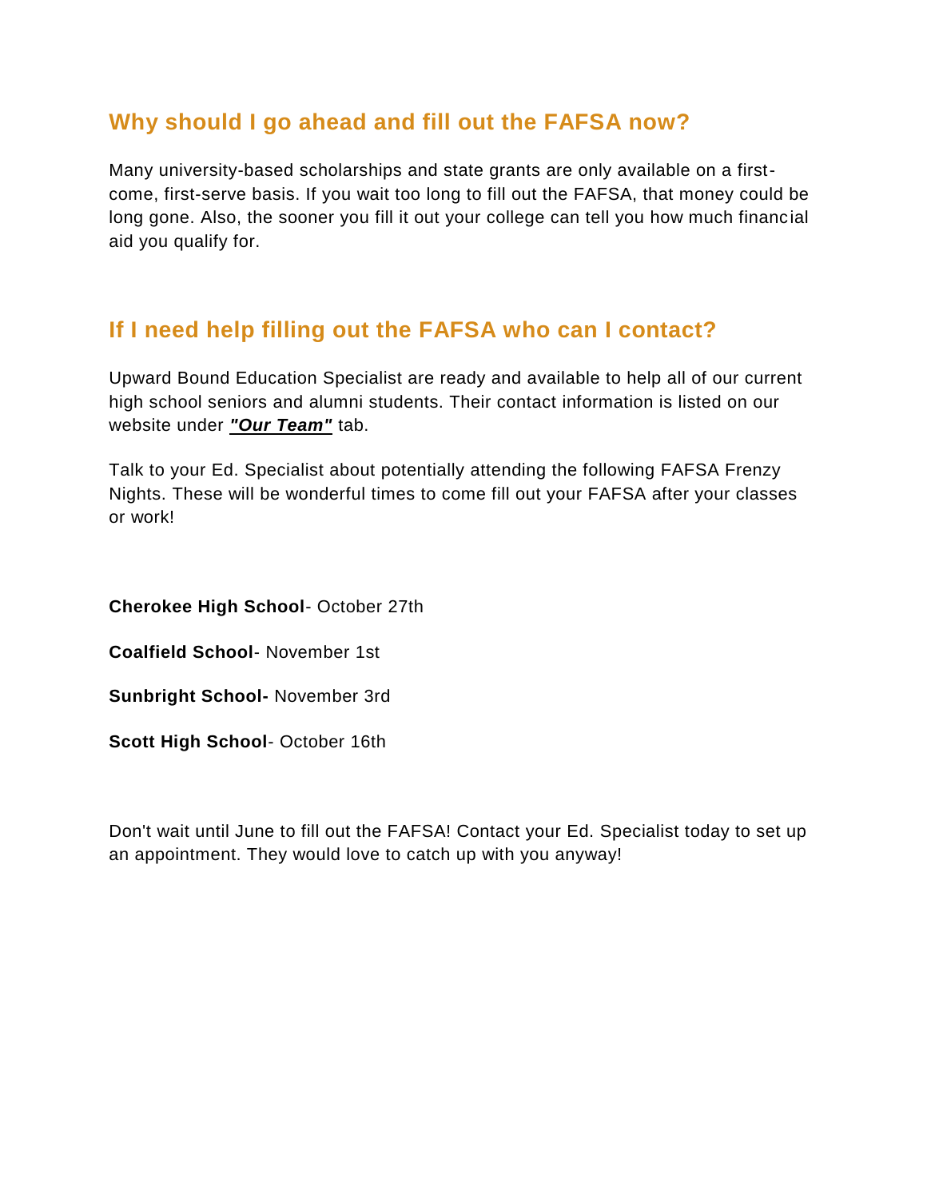## Why should I go ahead and fill out the FAFSA now?

Many university-based scholarships and state grants are only available on a first-come, first-serve basis. If you wait too long to fill out the FAFSA, that money could be long gone. Also, the sooner you fill it out your college can tell you how much financial aid you qualify for.

## If I need help filling out the FAFSA who can I contact?

Upward Bound Education Specialist are ready and available to help all of our current high school seniors and alumni students. Their contact information is listed on our website under ***"Our Team"*** tab.

Talk to your Ed. Specialist about potentially attending the following FAFSA Frenzy Nights. These will be wonderful times to come fill out your FAFSA after your classes or work!

**Cherokee High School**- October 27th

**Coalfield School**- November 1st

**Sunbright School-** November 3rd

**Scott High School**- October 16th

Don't wait until June to fill out the FAFSA! Contact your Ed. Specialist today to set up an appointment. They would love to catch up with you anyway!